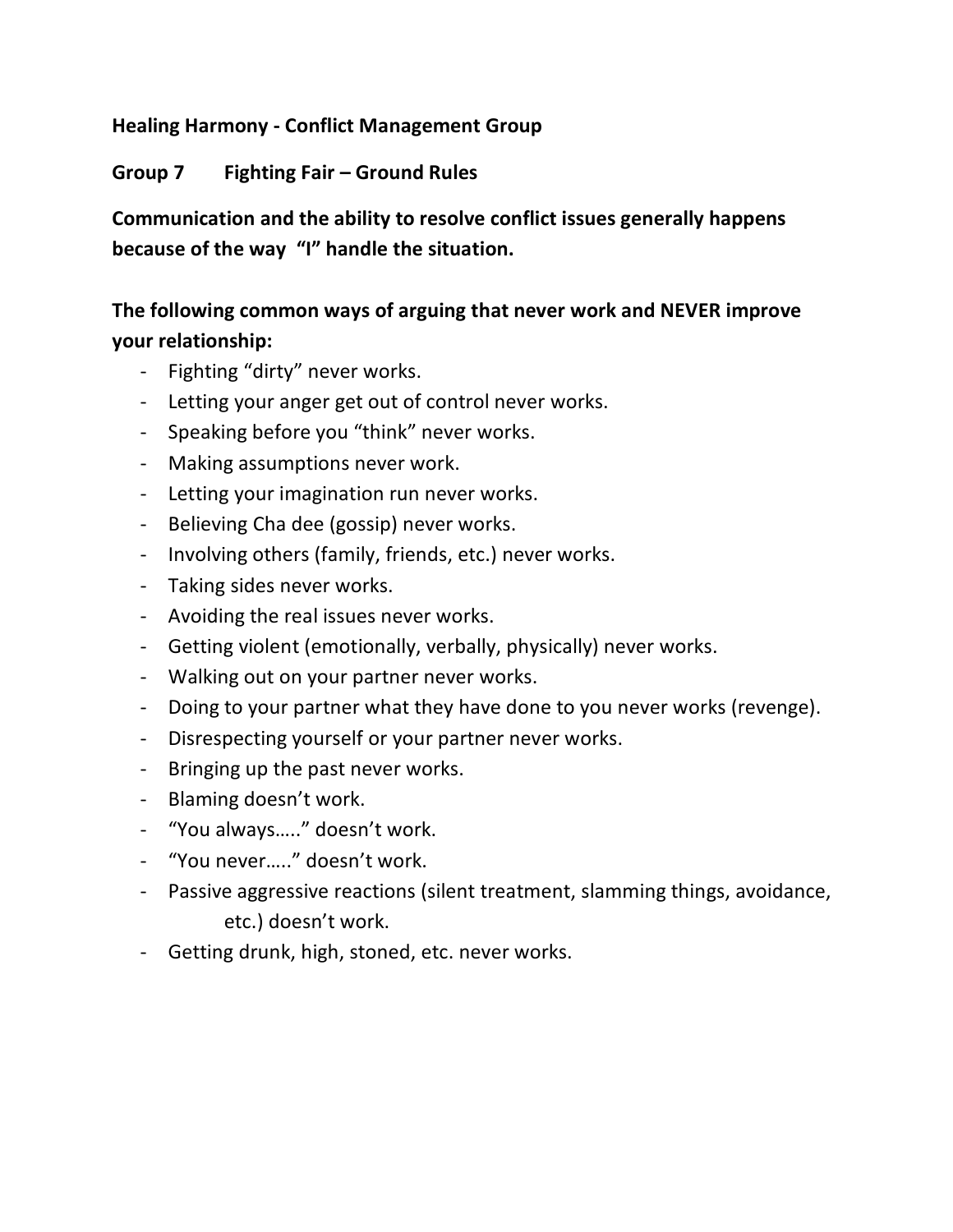**Healing Harmony - Conflict Management Group**

**Group 7 Fighting Fair – Ground Rules**

**Communication and the ability to resolve conflict issues generally happens because of the way "I" handle the situation.**

**The following common ways of arguing that never work and NEVER improve your relationship:**

- Fighting "dirty" never works.
- Letting your anger get out of control never works.
- Speaking before you "think" never works.
- Making assumptions never work.
- Letting your imagination run never works.
- Believing Cha dee (gossip) never works.
- Involving others (family, friends, etc.) never works.
- Taking sides never works.
- Avoiding the real issues never works.
- Getting violent (emotionally, verbally, physically) never works.
- Walking out on your partner never works.
- Doing to your partner what they have done to you never works (revenge).
- Disrespecting yourself or your partner never works.
- Bringing up the past never works.
- Blaming doesn't work.
- "You always….." doesn't work.
- "You never….." doesn't work.
- Passive aggressive reactions (silent treatment, slamming things, avoidance, etc.) doesn't work.
- Getting drunk, high, stoned, etc. never works.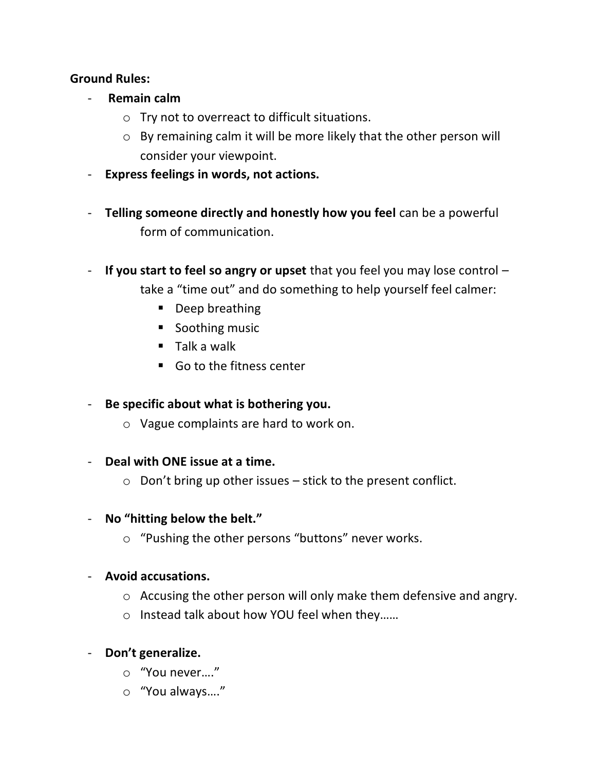**Ground Rules:**

- **Remain calm**
  - Try not to overreact to difficult situations.
  - By remaining calm it will be more likely that the other person will consider your viewpoint.
- **Express feelings in words, not actions.**
- **Telling someone directly and honestly how you feel** can be a powerful form of communication.
- **If you start to feel so angry or upset** that you feel you may lose control – take a "time out" and do something to help yourself feel calmer:
  - Deep breathing
  - Soothing music
  - Talk a walk
  - Go to the fitness center
- **Be specific about what is bothering you.**
  - Vague complaints are hard to work on.
- **Deal with ONE issue at a time.**
  - Don't bring up other issues – stick to the present conflict.
- **No "hitting below the belt."**
  - "Pushing the other persons "buttons" never works.
- **Avoid accusations.**
  - Accusing the other person will only make them defensive and angry.
  - Instead talk about how YOU feel when they……
- **Don't generalize.**
  - "You never…."
  - "You always…."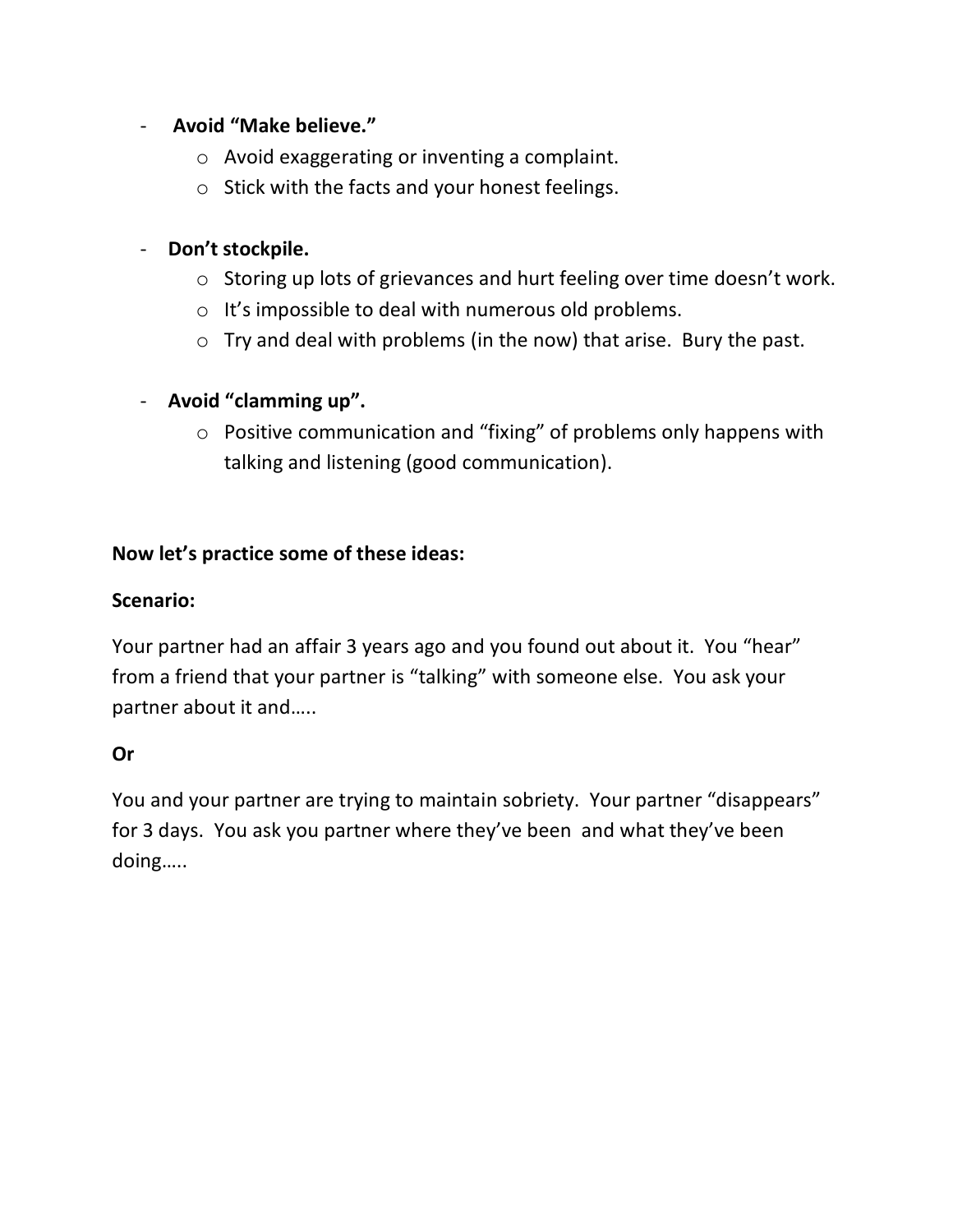- **Avoid "Make believe."**
  - Avoid exaggerating or inventing a complaint.
  - Stick with the facts and your honest feelings.

- **Don't stockpile.**
  - Storing up lots of grievances and hurt feeling over time doesn't work.
  - It's impossible to deal with numerous old problems.
  - Try and deal with problems (in the now) that arise. Bury the past.

- **Avoid "clamming up".**
  - Positive communication and "fixing" of problems only happens with talking and listening (good communication).

**Now let's practice some of these ideas:**

**Scenario:**

Your partner had an affair 3 years ago and you found out about it. You "hear" from a friend that your partner is "talking" with someone else. You ask your partner about it and…..

**Or**

You and your partner are trying to maintain sobriety. Your partner "disappears" for 3 days. You ask you partner where they've been and what they've been doing…..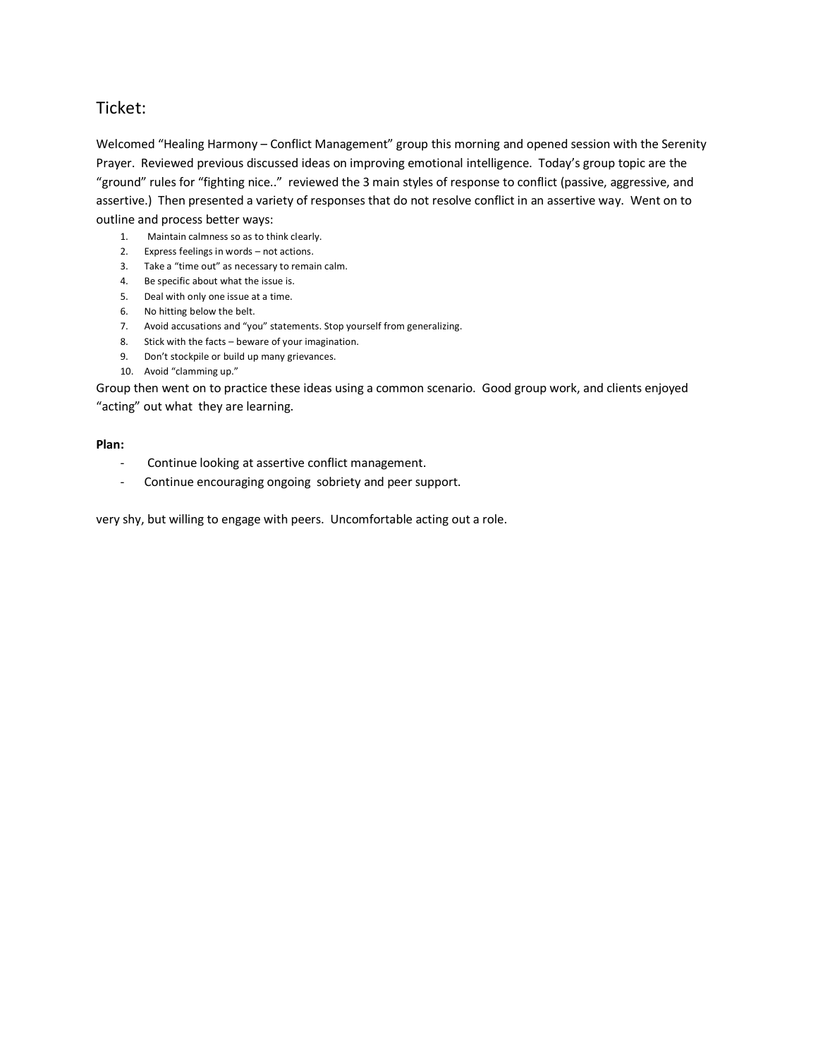## Ticket:

Welcomed "Healing Harmony – Conflict Management" group this morning and opened session with the Serenity Prayer. Reviewed previous discussed ideas on improving emotional intelligence. Today's group topic are the "ground" rules for "fighting nice.." reviewed the 3 main styles of response to conflict (passive, aggressive, and assertive.) Then presented a variety of responses that do not resolve conflict in an assertive way. Went on to outline and process better ways:

1. Maintain calmness so as to think clearly.
2. Express feelings in words – not actions.
3. Take a "time out" as necessary to remain calm.
4. Be specific about what the issue is.
5. Deal with only one issue at a time.
6. No hitting below the belt.
7. Avoid accusations and "you" statements. Stop yourself from generalizing.
8. Stick with the facts – beware of your imagination.
9. Don't stockpile or build up many grievances.
10. Avoid "clamming up."

Group then went on to practice these ideas using a common scenario. Good group work, and clients enjoyed "acting" out what they are learning.

**Plan:**

- Continue looking at assertive conflict management.
- Continue encouraging ongoing sobriety and peer support.

very shy, but willing to engage with peers. Uncomfortable acting out a role.